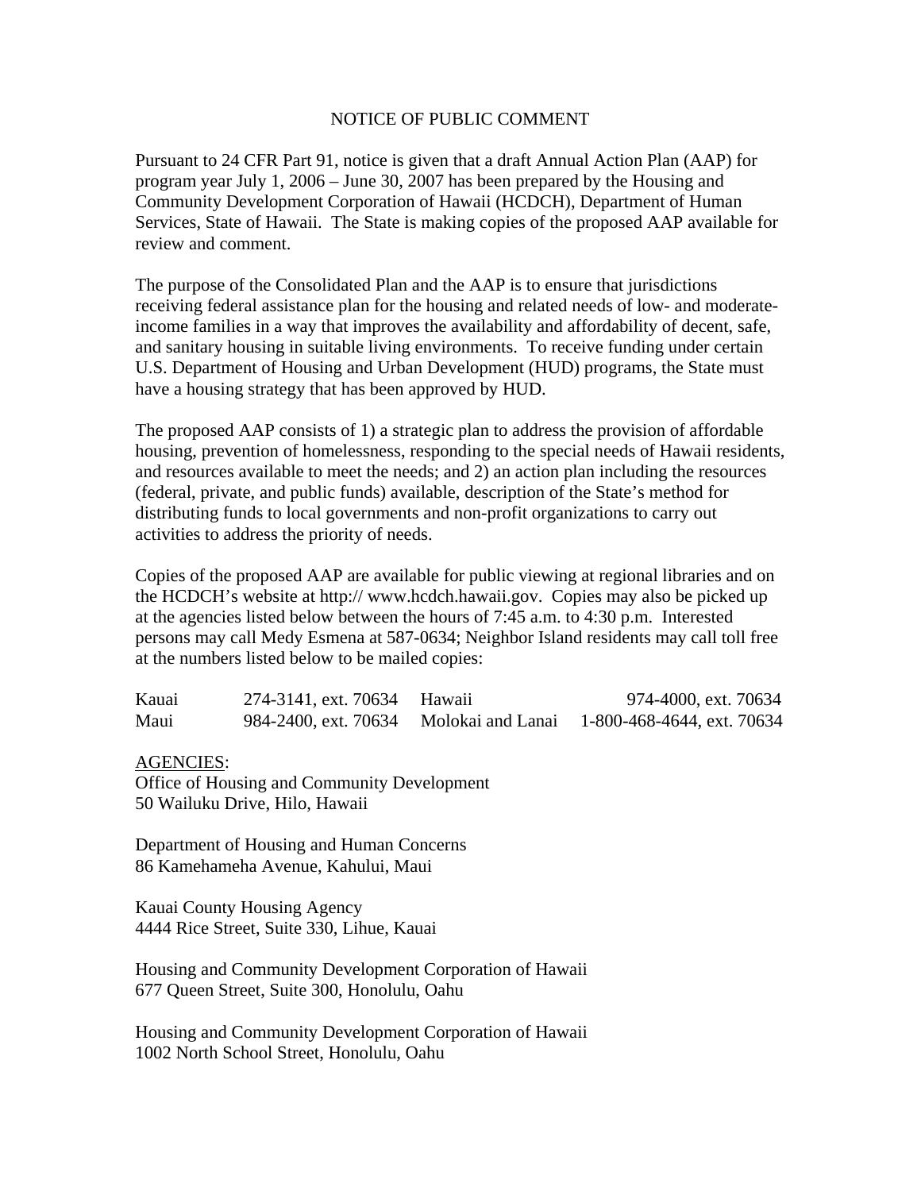# NOTICE OF PUBLIC COMMENT

Pursuant to 24 CFR Part 91, notice is given that a draft Annual Action Plan (AAP) for program year July 1, 2006 – June 30, 2007 has been prepared by the Housing and Community Development Corporation of Hawaii (HCDCH), Department of Human Services, State of Hawaii. The State is making copies of the proposed AAP available for review and comment.

The purpose of the Consolidated Plan and the AAP is to ensure that jurisdictions receiving federal assistance plan for the housing and related needs of low- and moderate-income families in a way that improves the availability and affordability of decent, safe, and sanitary housing in suitable living environments. To receive funding under certain U.S. Department of Housing and Urban Development (HUD) programs, the State must have a housing strategy that has been approved by HUD.

The proposed AAP consists of 1) a strategic plan to address the provision of affordable housing, prevention of homelessness, responding to the special needs of Hawaii residents, and resources available to meet the needs; and 2) an action plan including the resources (federal, private, and public funds) available, description of the State's method for distributing funds to local governments and non-profit organizations to carry out activities to address the priority of needs.

Copies of the proposed AAP are available for public viewing at regional libraries and on the HCDCH's website at http:// www.hcdch.hawaii.gov. Copies may also be picked up at the agencies listed below between the hours of 7:45 a.m. to 4:30 p.m. Interested persons may call Medy Esmena at 587-0634; Neighbor Island residents may call toll free at the numbers listed below to be mailed copies:

| | | | |
|---|---|---|---|
| Kauai | 274-3141, ext. 70634 | Hawaii | 974-4000, ext. 70634 |
| Maui | 984-2400, ext. 70634 | Molokai and Lanai | 1-800-468-4644, ext. 70634 |

AGENCIES:

Office of Housing and Community Development
50 Wailuku Drive, Hilo, Hawaii

Department of Housing and Human Concerns
86 Kamehameha Avenue, Kahului, Maui

Kauai County Housing Agency
4444 Rice Street, Suite 330, Lihue, Kauai

Housing and Community Development Corporation of Hawaii
677 Queen Street, Suite 300, Honolulu, Oahu

Housing and Community Development Corporation of Hawaii
1002 North School Street, Honolulu, Oahu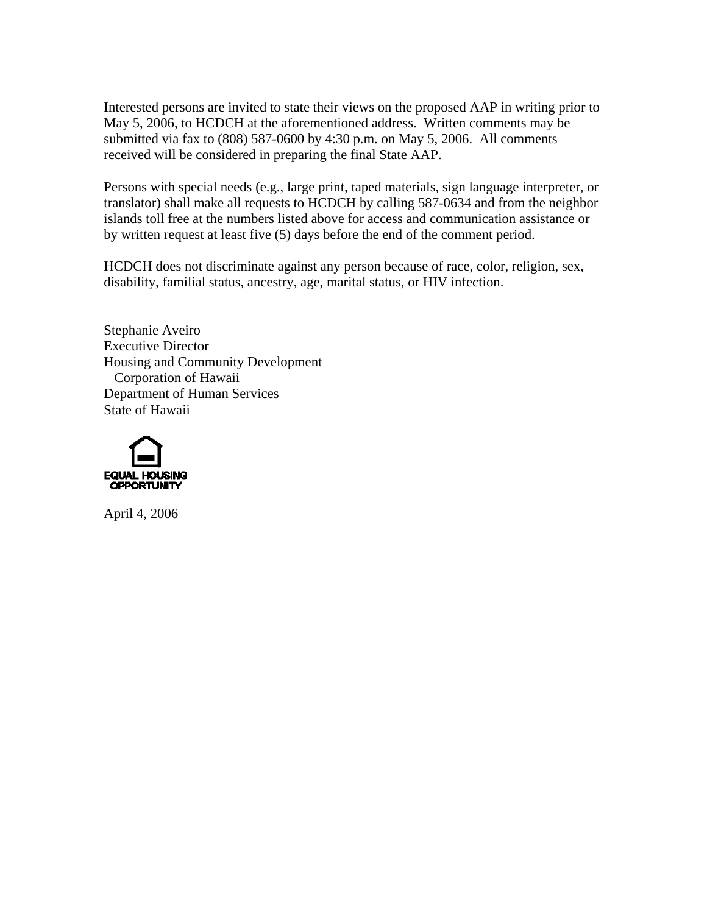Interested persons are invited to state their views on the proposed AAP in writing prior to May 5, 2006, to HCDCH at the aforementioned address. Written comments may be submitted via fax to (808) 587-0600 by 4:30 p.m. on May 5, 2006. All comments received will be considered in preparing the final State AAP.

Persons with special needs (e.g., large print, taped materials, sign language interpreter, or translator) shall make all requests to HCDCH by calling 587-0634 and from the neighbor islands toll free at the numbers listed above for access and communication assistance or by written request at least five (5) days before the end of the comment period.

HCDCH does not discriminate against any person because of race, color, religion, sex, disability, familial status, ancestry, age, marital status, or HIV infection.

Stephanie Aveiro
Executive Director
Housing and Community Development
Corporation of Hawaii
Department of Human Services
State of Hawaii

EQUAL HOUSING OPPORTUNITY

April 4, 2006